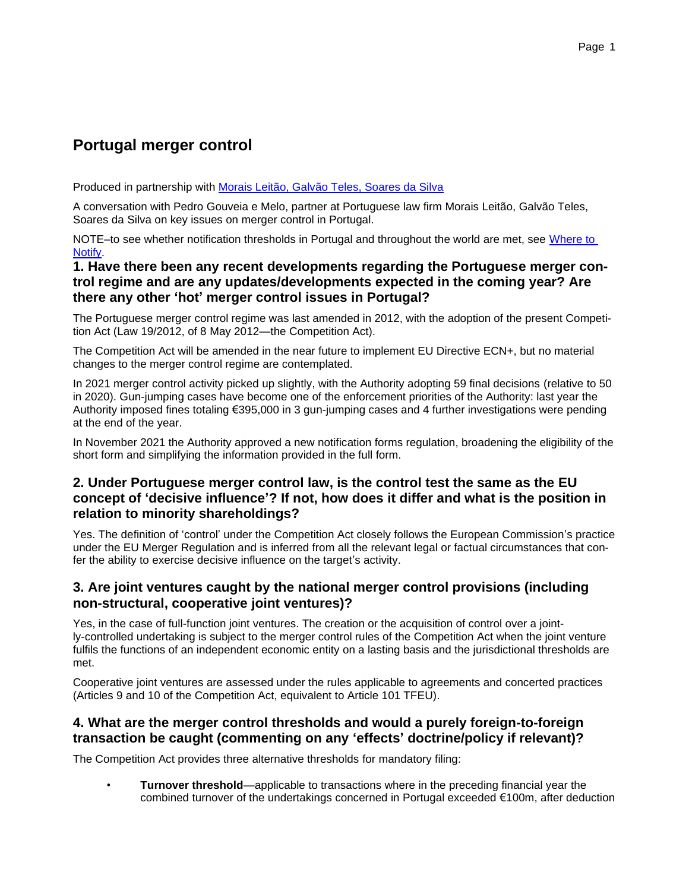# Portugal merger control

Produced in partnership with [Morais Leitão, Galvão Teles, Soares da Silva]

A conversation with Pedro Gouveia e Melo, partner at Portuguese law firm Morais Leitão, Galvão Teles, Soares da Silva on key issues on merger control in Portugal.

NOTE–to see whether notification thresholds in Portugal and throughout the world are met, see [Where to Notify].

## 1. Have there been any recent developments regarding the Portuguese merger control regime and are any updates/developments expected in the coming year? Are there any other 'hot' merger control issues in Portugal?

The Portuguese merger control regime was last amended in 2012, with the adoption of the present Competition Act (Law 19/2012, of 8 May 2012—the Competition Act).

The Competition Act will be amended in the near future to implement EU Directive ECN+, but no material changes to the merger control regime are contemplated.

In 2021 merger control activity picked up slightly, with the Authority adopting 59 final decisions (relative to 50 in 2020). Gun-jumping cases have become one of the enforcement priorities of the Authority: last year the Authority imposed fines totaling €395,000 in 3 gun-jumping cases and 4 further investigations were pending at the end of the year.

In November 2021 the Authority approved a new notification forms regulation, broadening the eligibility of the short form and simplifying the information provided in the full form.

## 2. Under Portuguese merger control law, is the control test the same as the EU concept of 'decisive influence'? If not, how does it differ and what is the position in relation to minority shareholdings?

Yes. The definition of 'control' under the Competition Act closely follows the European Commission's practice under the EU Merger Regulation and is inferred from all the relevant legal or factual circumstances that confer the ability to exercise decisive influence on the target's activity.

## 3. Are joint ventures caught by the national merger control provisions (including non-structural, cooperative joint ventures)?

Yes, in the case of full-function joint ventures. The creation or the acquisition of control over a jointly-controlled undertaking is subject to the merger control rules of the Competition Act when the joint venture fulfils the functions of an independent economic entity on a lasting basis and the jurisdictional thresholds are met.

Cooperative joint ventures are assessed under the rules applicable to agreements and concerted practices (Articles 9 and 10 of the Competition Act, equivalent to Article 101 TFEU).

## 4. What are the merger control thresholds and would a purely foreign-to-foreign transaction be caught (commenting on any 'effects' doctrine/policy if relevant)?

The Competition Act provides three alternative thresholds for mandatory filing:

- **Turnover threshold**—applicable to transactions where in the preceding financial year the combined turnover of the undertakings concerned in Portugal exceeded €100m, after deduction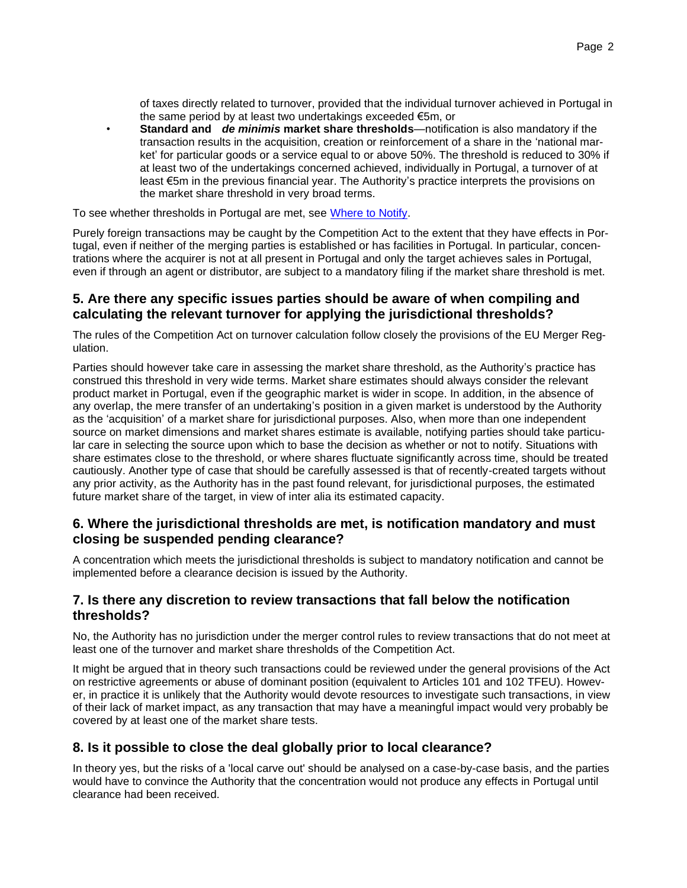of taxes directly related to turnover, provided that the individual turnover achieved in Portugal in the same period by at least two undertakings exceeded €5m, or

- **Standard and *de minimis* market share thresholds**—notification is also mandatory if the transaction results in the acquisition, creation or reinforcement of a share in the 'national market' for particular goods or a service equal to or above 50%. The threshold is reduced to 30% if at least two of the undertakings concerned achieved, individually in Portugal, a turnover of at least €5m in the previous financial year. The Authority's practice interprets the provisions on the market share threshold in very broad terms.

To see whether thresholds in Portugal are met, see Where to Notify.

Purely foreign transactions may be caught by the Competition Act to the extent that they have effects in Portugal, even if neither of the merging parties is established or has facilities in Portugal. In particular, concentrations where the acquirer is not at all present in Portugal and only the target achieves sales in Portugal, even if through an agent or distributor, are subject to a mandatory filing if the market share threshold is met.

## 5. Are there any specific issues parties should be aware of when compiling and calculating the relevant turnover for applying the jurisdictional thresholds?

The rules of the Competition Act on turnover calculation follow closely the provisions of the EU Merger Regulation.

Parties should however take care in assessing the market share threshold, as the Authority's practice has construed this threshold in very wide terms. Market share estimates should always consider the relevant product market in Portugal, even if the geographic market is wider in scope. In addition, in the absence of any overlap, the mere transfer of an undertaking's position in a given market is understood by the Authority as the 'acquisition' of a market share for jurisdictional purposes. Also, when more than one independent source on market dimensions and market shares estimate is available, notifying parties should take particular care in selecting the source upon which to base the decision as whether or not to notify. Situations with share estimates close to the threshold, or where shares fluctuate significantly across time, should be treated cautiously. Another type of case that should be carefully assessed is that of recently-created targets without any prior activity, as the Authority has in the past found relevant, for jurisdictional purposes, the estimated future market share of the target, in view of inter alia its estimated capacity.

## 6. Where the jurisdictional thresholds are met, is notification mandatory and must closing be suspended pending clearance?

A concentration which meets the jurisdictional thresholds is subject to mandatory notification and cannot be implemented before a clearance decision is issued by the Authority.

## 7. Is there any discretion to review transactions that fall below the notification thresholds?

No, the Authority has no jurisdiction under the merger control rules to review transactions that do not meet at least one of the turnover and market share thresholds of the Competition Act.

It might be argued that in theory such transactions could be reviewed under the general provisions of the Act on restrictive agreements or abuse of dominant position (equivalent to Articles 101 and 102 TFEU). However, in practice it is unlikely that the Authority would devote resources to investigate such transactions, in view of their lack of market impact, as any transaction that may have a meaningful impact would very probably be covered by at least one of the market share tests.

## 8. Is it possible to close the deal globally prior to local clearance?

In theory yes, but the risks of a 'local carve out' should be analysed on a case-by-case basis, and the parties would have to convince the Authority that the concentration would not produce any effects in Portugal until clearance had been received.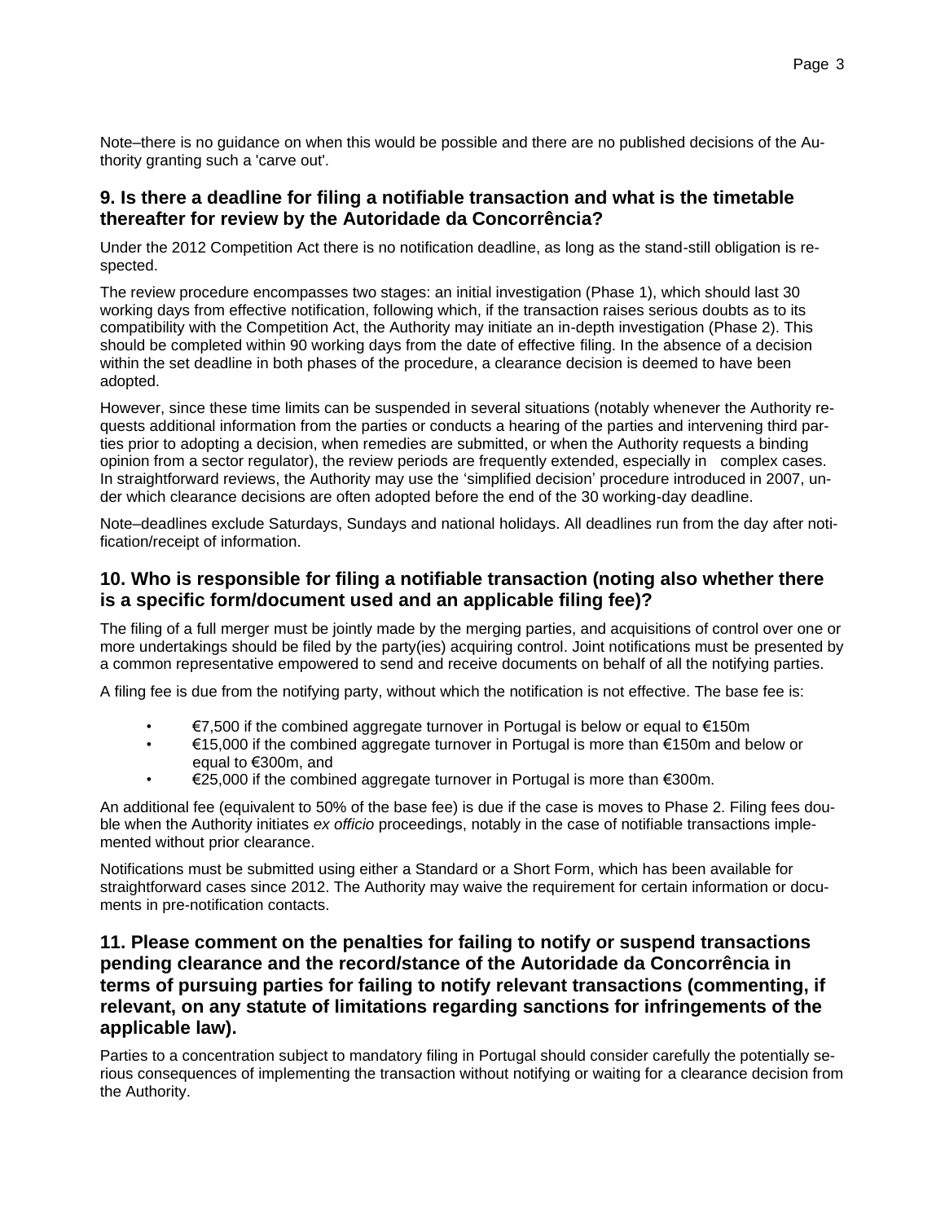Note–there is no guidance on when this would be possible and there are no published decisions of the Authority granting such a 'carve out'.

## 9. Is there a deadline for filing a notifiable transaction and what is the timetable thereafter for review by the Autoridade da Concorrência?

Under the 2012 Competition Act there is no notification deadline, as long as the stand-still obligation is respected.

The review procedure encompasses two stages: an initial investigation (Phase 1), which should last 30 working days from effective notification, following which, if the transaction raises serious doubts as to its compatibility with the Competition Act, the Authority may initiate an in-depth investigation (Phase 2). This should be completed within 90 working days from the date of effective filing. In the absence of a decision within the set deadline in both phases of the procedure, a clearance decision is deemed to have been adopted.

However, since these time limits can be suspended in several situations (notably whenever the Authority requests additional information from the parties or conducts a hearing of the parties and intervening third parties prior to adopting a decision, when remedies are submitted, or when the Authority requests a binding opinion from a sector regulator), the review periods are frequently extended, especially in complex cases. In straightforward reviews, the Authority may use the 'simplified decision' procedure introduced in 2007, under which clearance decisions are often adopted before the end of the 30 working-day deadline.

Note–deadlines exclude Saturdays, Sundays and national holidays. All deadlines run from the day after notification/receipt of information.

## 10. Who is responsible for filing a notifiable transaction (noting also whether there is a specific form/document used and an applicable filing fee)?

The filing of a full merger must be jointly made by the merging parties, and acquisitions of control over one or more undertakings should be filed by the party(ies) acquiring control. Joint notifications must be presented by a common representative empowered to send and receive documents on behalf of all the notifying parties.

A filing fee is due from the notifying party, without which the notification is not effective. The base fee is:

- €7,500 if the combined aggregate turnover in Portugal is below or equal to €150m
- €15,000 if the combined aggregate turnover in Portugal is more than €150m and below or equal to €300m, and
- €25,000 if the combined aggregate turnover in Portugal is more than €300m.

An additional fee (equivalent to 50% of the base fee) is due if the case is moves to Phase 2. Filing fees double when the Authority initiates *ex officio* proceedings, notably in the case of notifiable transactions implemented without prior clearance.

Notifications must be submitted using either a Standard or a Short Form, which has been available for straightforward cases since 2012. The Authority may waive the requirement for certain information or documents in pre-notification contacts.

## 11. Please comment on the penalties for failing to notify or suspend transactions pending clearance and the record/stance of the Autoridade da Concorrência in terms of pursuing parties for failing to notify relevant transactions (commenting, if relevant, on any statute of limitations regarding sanctions for infringements of the applicable law).

Parties to a concentration subject to mandatory filing in Portugal should consider carefully the potentially serious consequences of implementing the transaction without notifying or waiting for a clearance decision from the Authority.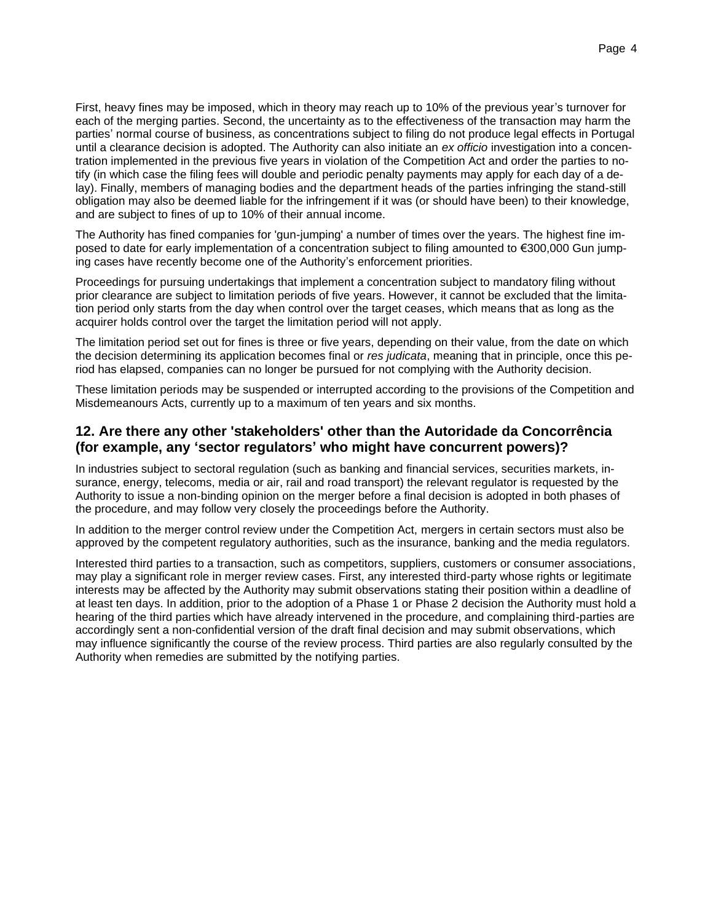First, heavy fines may be imposed, which in theory may reach up to 10% of the previous year's turnover for each of the merging parties. Second, the uncertainty as to the effectiveness of the transaction may harm the parties' normal course of business, as concentrations subject to filing do not produce legal effects in Portugal until a clearance decision is adopted. The Authority can also initiate an *ex officio* investigation into a concentration implemented in the previous five years in violation of the Competition Act and order the parties to notify (in which case the filing fees will double and periodic penalty payments may apply for each day of a delay). Finally, members of managing bodies and the department heads of the parties infringing the stand-still obligation may also be deemed liable for the infringement if it was (or should have been) to their knowledge, and are subject to fines of up to 10% of their annual income.

The Authority has fined companies for 'gun-jumping' a number of times over the years. The highest fine imposed to date for early implementation of a concentration subject to filing amounted to €300,000 Gun jumping cases have recently become one of the Authority's enforcement priorities.

Proceedings for pursuing undertakings that implement a concentration subject to mandatory filing without prior clearance are subject to limitation periods of five years. However, it cannot be excluded that the limitation period only starts from the day when control over the target ceases, which means that as long as the acquirer holds control over the target the limitation period will not apply.

The limitation period set out for fines is three or five years, depending on their value, from the date on which the decision determining its application becomes final or *res judicata*, meaning that in principle, once this period has elapsed, companies can no longer be pursued for not complying with the Authority decision.

These limitation periods may be suspended or interrupted according to the provisions of the Competition and Misdemeanours Acts, currently up to a maximum of ten years and six months.

## 12. Are there any other 'stakeholders' other than the Autoridade da Concorrência (for example, any 'sector regulators' who might have concurrent powers)?

In industries subject to sectoral regulation (such as banking and financial services, securities markets, insurance, energy, telecoms, media or air, rail and road transport) the relevant regulator is requested by the Authority to issue a non-binding opinion on the merger before a final decision is adopted in both phases of the procedure, and may follow very closely the proceedings before the Authority.

In addition to the merger control review under the Competition Act, mergers in certain sectors must also be approved by the competent regulatory authorities, such as the insurance, banking and the media regulators.

Interested third parties to a transaction, such as competitors, suppliers, customers or consumer associations, may play a significant role in merger review cases. First, any interested third-party whose rights or legitimate interests may be affected by the Authority may submit observations stating their position within a deadline of at least ten days. In addition, prior to the adoption of a Phase 1 or Phase 2 decision the Authority must hold a hearing of the third parties which have already intervened in the procedure, and complaining third-parties are accordingly sent a non-confidential version of the draft final decision and may submit observations, which may influence significantly the course of the review process. Third parties are also regularly consulted by the Authority when remedies are submitted by the notifying parties.